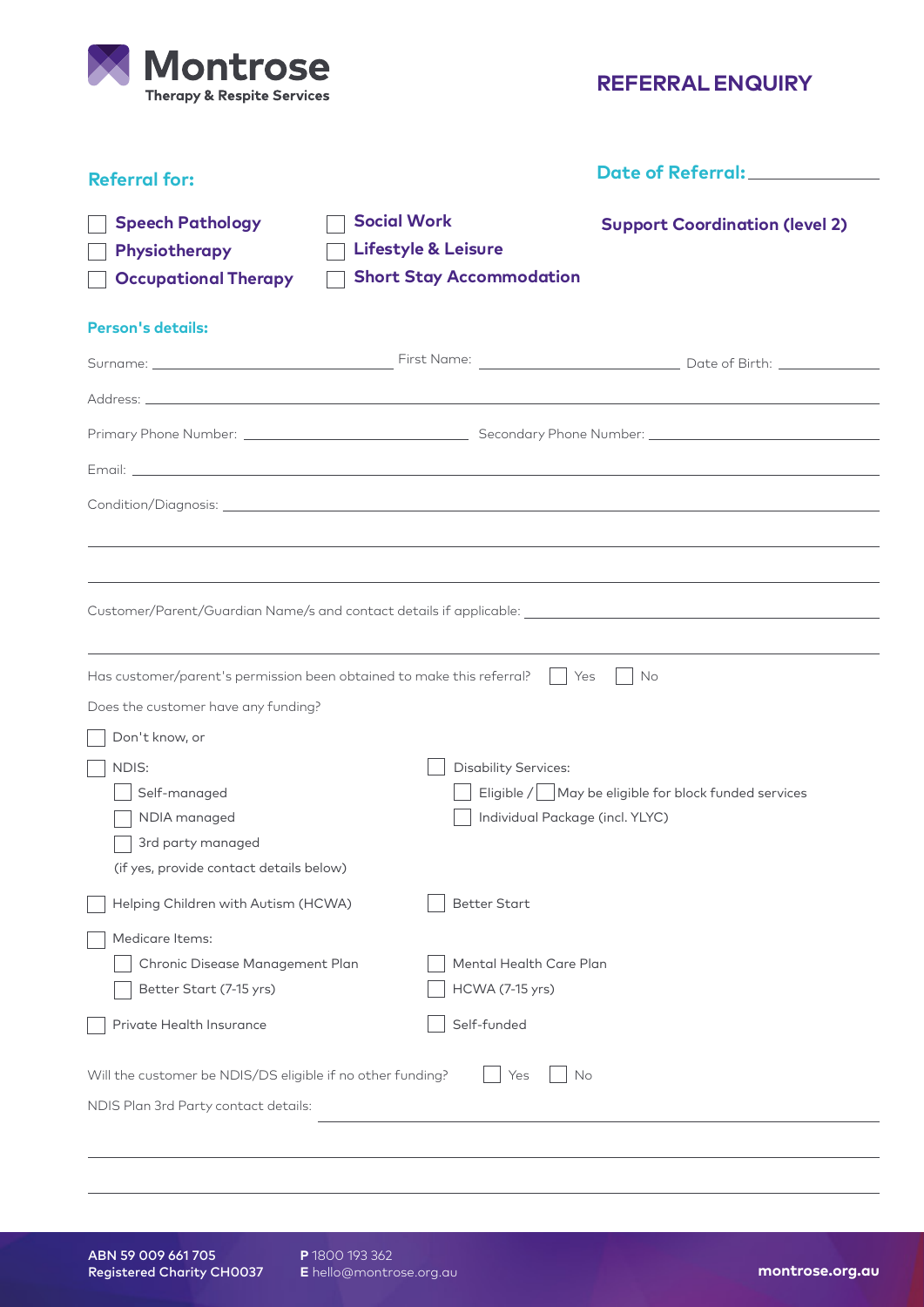**Montrose**
**Therapy & Respite Services**

# REFERRAL ENQUIRY

## Referral for:

**Date of Referral:** \_\_\_\_\_\_\_\_\_\_\_\_\_\_\_\_

- [ ] **Speech Pathology**
- [ ] **Physiotherapy**
- [ ] **Occupational Therapy**
- [ ] **Social Work**
- [ ] **Lifestyle & Leisure**
- [ ] **Short Stay Accommodation**

**Support Coordination (level 2)**

## Person's details:

Surname: \_\_\_\_\_\_\_\_\_\_\_\_\_\_\_\_\_\_\_\_\_\_\_\_ First Name: \_\_\_\_\_\_\_\_\_\_\_\_\_\_\_\_\_\_\_\_\_\_\_\_ Date of Birth: \_\_\_\_\_\_\_\_\_\_\_\_

Address: \_\_\_\_\_\_\_\_\_\_\_\_\_\_\_\_\_\_\_\_\_\_\_\_\_\_\_\_\_\_\_\_\_\_\_\_\_\_\_\_\_\_\_\_\_\_\_\_\_\_\_\_\_\_\_\_\_\_\_\_\_\_\_\_

Primary Phone Number: \_\_\_\_\_\_\_\_\_\_\_\_\_\_\_\_\_\_\_\_\_\_\_\_ Secondary Phone Number: \_\_\_\_\_\_\_\_\_\_\_\_\_\_\_\_\_\_\_\_\_\_\_\_

Email: \_\_\_\_\_\_\_\_\_\_\_\_\_\_\_\_\_\_\_\_\_\_\_\_\_\_\_\_\_\_\_\_\_\_\_\_\_\_\_\_\_\_\_\_\_\_\_\_\_\_\_\_\_\_\_\_\_\_\_\_\_\_\_\_

Condition/Diagnosis: \_\_\_\_\_\_\_\_\_\_\_\_\_\_\_\_\_\_\_\_\_\_\_\_\_\_\_\_\_\_\_\_\_\_\_\_\_\_\_\_\_\_\_\_\_\_\_\_\_\_\_\_\_\_

\_\_\_\_\_\_\_\_\_\_\_\_\_\_\_\_\_\_\_\_\_\_\_\_\_\_\_\_\_\_\_\_\_\_\_\_\_\_\_\_\_\_\_\_\_\_\_\_\_\_\_\_\_\_\_\_\_\_\_\_\_\_\_\_\_\_\_\_\_\_\_\_

\_\_\_\_\_\_\_\_\_\_\_\_\_\_\_\_\_\_\_\_\_\_\_\_\_\_\_\_\_\_\_\_\_\_\_\_\_\_\_\_\_\_\_\_\_\_\_\_\_\_\_\_\_\_\_\_\_\_\_\_\_\_\_\_\_\_\_\_\_\_\_\_

Customer/Parent/Guardian Name/s and contact details if applicable: \_\_\_\_\_\_\_\_\_\_\_\_\_\_\_\_\_\_\_\_\_\_\_\_

\_\_\_\_\_\_\_\_\_\_\_\_\_\_\_\_\_\_\_\_\_\_\_\_\_\_\_\_\_\_\_\_\_\_\_\_\_\_\_\_\_\_\_\_\_\_\_\_\_\_\_\_\_\_\_\_\_\_\_\_\_\_\_\_\_\_\_\_\_\_\_\_

Has customer/parent's permission been obtained to make this referral? [ ] Yes [ ] No

Does the customer have any funding?

- [ ] Don't know, or
- [ ] NDIS:
  - [ ] Self-managed
  - [ ] NDIA managed
  - [ ] 3rd party managed
  - (if yes, provide contact details below)
- [ ] Disability Services:
  - [ ] Eligible / [ ] May be eligible for block funded services
  - [ ] Individual Package (incl. YLYC)
- [ ] Helping Children with Autism (HCWA)
- [ ] Better Start
- [ ] Medicare Items:
  - [ ] Chronic Disease Management Plan
  - [ ] Better Start (7-15 yrs)
  - [ ] Mental Health Care Plan
  - [ ] HCWA (7-15 yrs)
- [ ] Private Health Insurance
- [ ] Self-funded

Will the customer be NDIS/DS eligible if no other funding? [ ] Yes [ ] No

NDIS Plan 3rd Party contact details: \_\_\_\_\_\_\_\_\_\_\_\_\_\_\_\_\_\_\_\_\_\_\_\_\_\_\_\_\_\_\_\_\_\_\_\_\_\_\_\_\_\_\_\_\_\_\_\_

\_\_\_\_\_\_\_\_\_\_\_\_\_\_\_\_\_\_\_\_\_\_\_\_\_\_\_\_\_\_\_\_\_\_\_\_\_\_\_\_\_\_\_\_\_\_\_\_\_\_\_\_\_\_\_\_\_\_\_\_\_\_\_\_\_\_\_\_\_\_\_\_

\_\_\_\_\_\_\_\_\_\_\_\_\_\_\_\_\_\_\_\_\_\_\_\_\_\_\_\_\_\_\_\_\_\_\_\_\_\_\_\_\_\_\_\_\_\_\_\_\_\_\_\_\_\_\_\_\_\_\_\_\_\_\_\_\_\_\_\_\_\_\_\_

ABN 59 009 661 705
Registered Charity CH0037

**P** 1800 193 362
**E** hello@montrose.org.au

montrose.org.au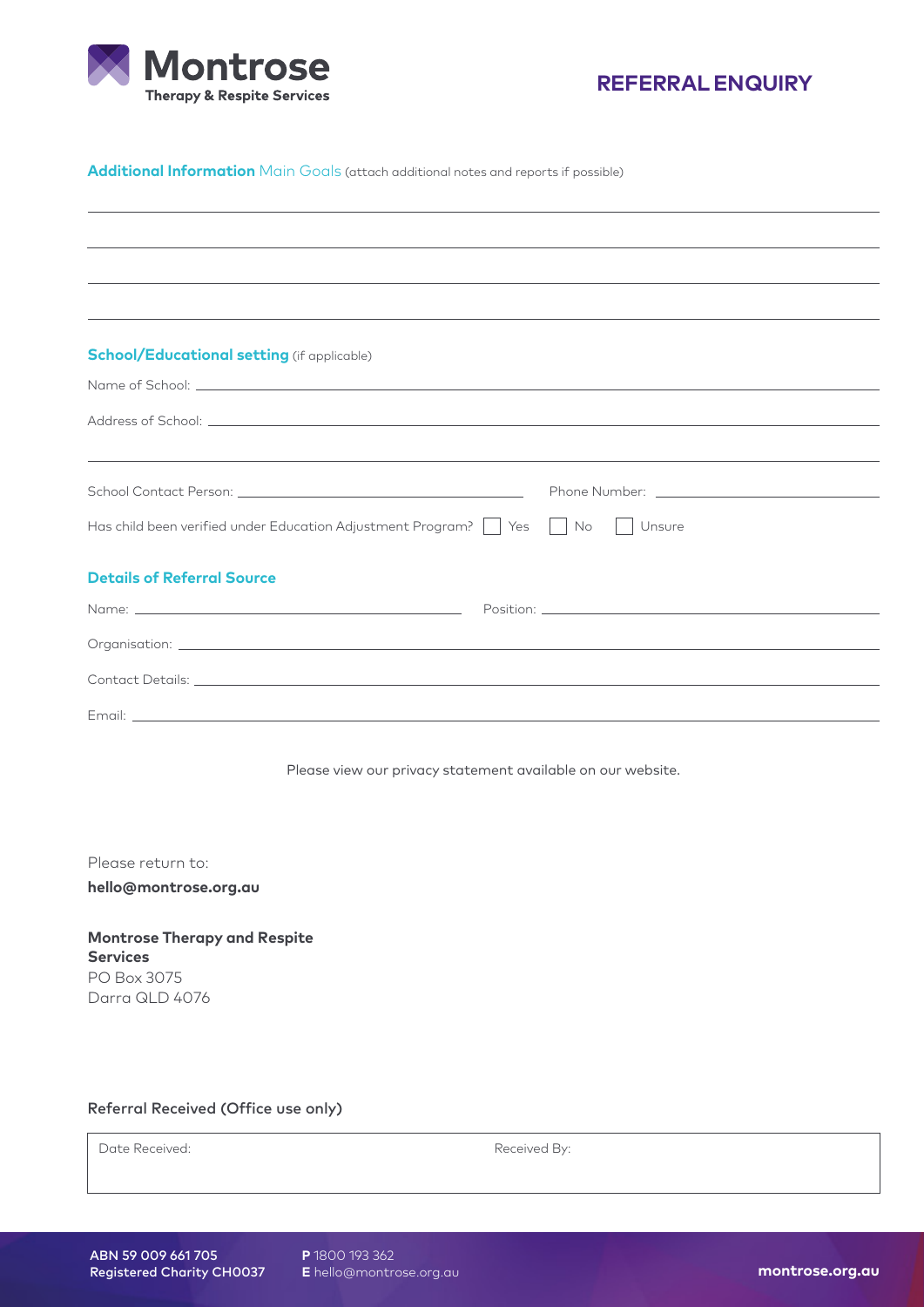# REFERRAL ENQUIRY

**Additional Information** Main Goals (attach additional notes and reports if possible)

_______________________________________________

_______________________________________________

_______________________________________________

_______________________________________________

**School/Educational setting** (if applicable)

Name of School: _______________________________________________

Address of School: _______________________________________________

_______________________________________________

School Contact Person: ____________________ Phone Number: ____________________

Has child been verified under Education Adjustment Program? ☐ Yes ☐ No ☐ Unsure

**Details of Referral Source**

Name: ____________________ Position: ____________________

Organisation: _______________________________________________

Contact Details: _______________________________________________

Email: _______________________________________________

Please view our privacy statement available on our website.

Please return to:
**hello@montrose.org.au**

**Montrose Therapy and Respite Services**
PO Box 3075
Darra QLD 4076

Referral Received (Office use only)

| | |
|---|---|
| Date Received: | Received By: |

ABN 59 009 661 705
Registered Charity CH0037

**P** 1800 193 362
**E** hello@montrose.org.au

**montrose.org.au**